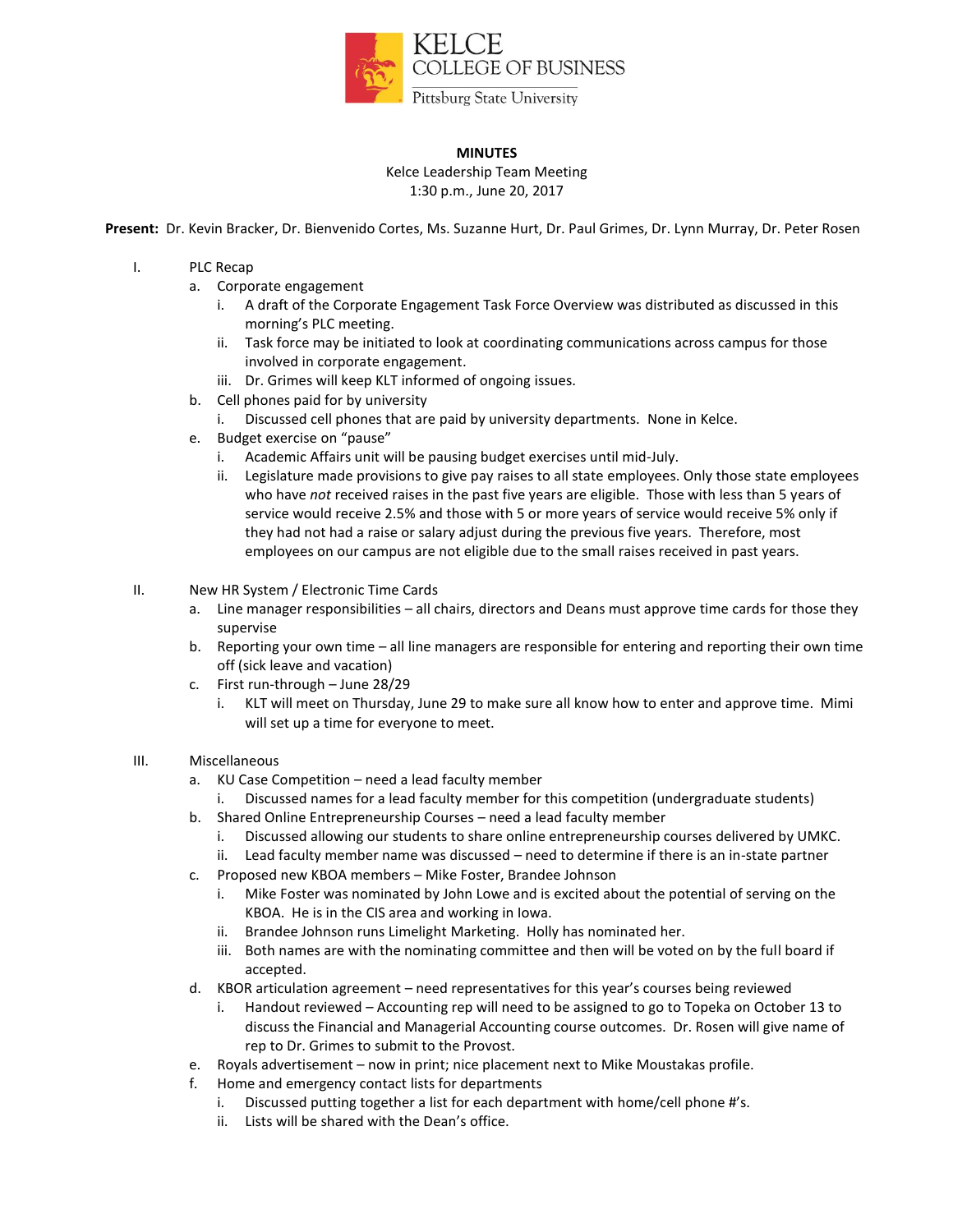KELCE COLLEGE OF BUSINESS
Pittsburg State University

**MINUTES**

Kelce Leadership Team Meeting
1:30 p.m., June 20, 2017

**Present:** Dr. Kevin Bracker, Dr. Bienvenido Cortes, Ms. Suzanne Hurt, Dr. Paul Grimes, Dr. Lynn Murray, Dr. Peter Rosen

I. PLC Recap
   a. Corporate engagement
      i. A draft of the Corporate Engagement Task Force Overview was distributed as discussed in this morning's PLC meeting.
      ii. Task force may be initiated to look at coordinating communications across campus for those involved in corporate engagement.
      iii. Dr. Grimes will keep KLT informed of ongoing issues.
   b. Cell phones paid for by university
      i. Discussed cell phones that are paid by university departments. None in Kelce.
   e. Budget exercise on "pause"
      i. Academic Affairs unit will be pausing budget exercises until mid-July.
      ii. Legislature made provisions to give pay raises to all state employees. Only those state employees who have *not* received raises in the past five years are eligible. Those with less than 5 years of service would receive 2.5% and those with 5 or more years of service would receive 5% only if they had not had a raise or salary adjust during the previous five years. Therefore, most employees on our campus are not eligible due to the small raises received in past years.

II. New HR System / Electronic Time Cards
   a. Line manager responsibilities – all chairs, directors and Deans must approve time cards for those they supervise
   b. Reporting your own time – all line managers are responsible for entering and reporting their own time off (sick leave and vacation)
   c. First run-through – June 28/29
      i. KLT will meet on Thursday, June 29 to make sure all know how to enter and approve time. Mimi will set up a time for everyone to meet.

III. Miscellaneous
   a. KU Case Competition – need a lead faculty member
      i. Discussed names for a lead faculty member for this competition (undergraduate students)
   b. Shared Online Entrepreneurship Courses – need a lead faculty member
      i. Discussed allowing our students to share online entrepreneurship courses delivered by UMKC.
      ii. Lead faculty member name was discussed – need to determine if there is an in-state partner
   c. Proposed new KBOA members – Mike Foster, Brandee Johnson
      i. Mike Foster was nominated by John Lowe and is excited about the potential of serving on the KBOA. He is in the CIS area and working in Iowa.
      ii. Brandee Johnson runs Limelight Marketing. Holly has nominated her.
      iii. Both names are with the nominating committee and then will be voted on by the full board if accepted.
   d. KBOR articulation agreement – need representatives for this year's courses being reviewed
      i. Handout reviewed – Accounting rep will need to be assigned to go to Topeka on October 13 to discuss the Financial and Managerial Accounting course outcomes. Dr. Rosen will give name of rep to Dr. Grimes to submit to the Provost.
   e. Royals advertisement – now in print; nice placement next to Mike Moustakas profile.
   f. Home and emergency contact lists for departments
      i. Discussed putting together a list for each department with home/cell phone #'s.
      ii. Lists will be shared with the Dean's office.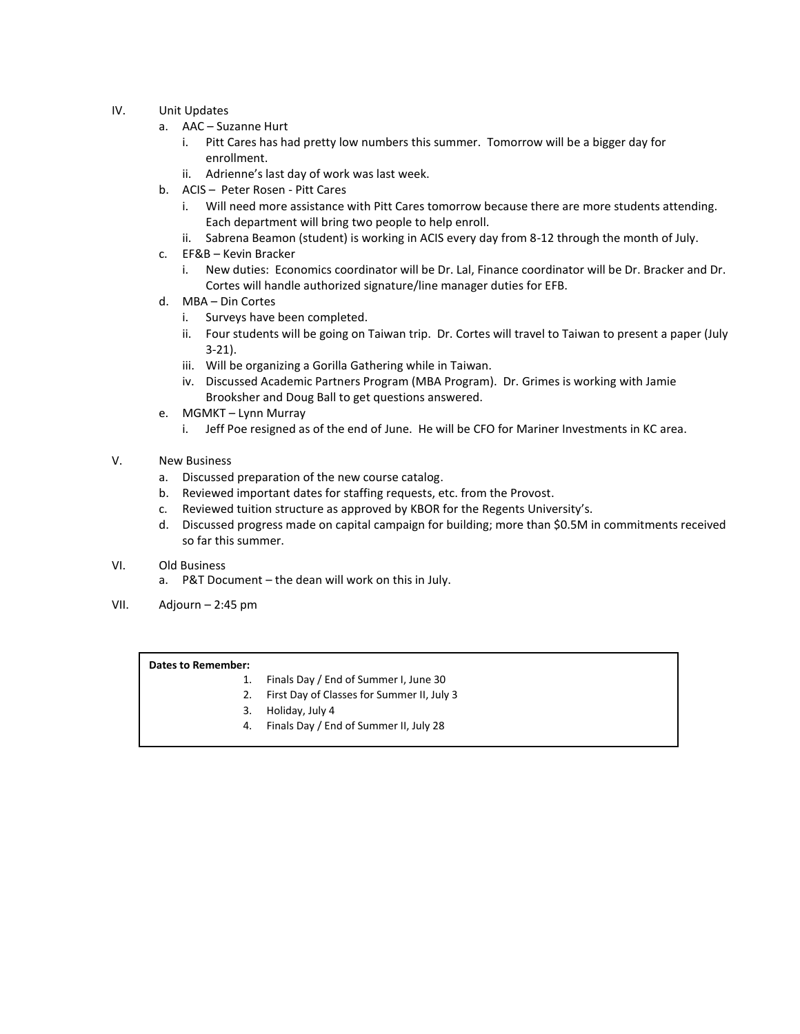IV. Unit Updates
  a. AAC – Suzanne Hurt
    i. Pitt Cares has had pretty low numbers this summer. Tomorrow will be a bigger day for enrollment.
    ii. Adrienne's last day of work was last week.
  b. ACIS – Peter Rosen - Pitt Cares
    i. Will need more assistance with Pitt Cares tomorrow because there are more students attending. Each department will bring two people to help enroll.
    ii. Sabrena Beamon (student) is working in ACIS every day from 8-12 through the month of July.
  c. EF&B – Kevin Bracker
    i. New duties: Economics coordinator will be Dr. Lal, Finance coordinator will be Dr. Bracker and Dr. Cortes will handle authorized signature/line manager duties for EFB.
  d. MBA – Din Cortes
    i. Surveys have been completed.
    ii. Four students will be going on Taiwan trip. Dr. Cortes will travel to Taiwan to present a paper (July 3-21).
    iii. Will be organizing a Gorilla Gathering while in Taiwan.
    iv. Discussed Academic Partners Program (MBA Program). Dr. Grimes is working with Jamie Brooksher and Doug Ball to get questions answered.
  e. MGMKT – Lynn Murray
    i. Jeff Poe resigned as of the end of June. He will be CFO for Mariner Investments in KC area.

V. New Business
  a. Discussed preparation of the new course catalog.
  b. Reviewed important dates for staffing requests, etc. from the Provost.
  c. Reviewed tuition structure as approved by KBOR for the Regents University's.
  d. Discussed progress made on capital campaign for building; more than $0.5M in commitments received so far this summer.

VI. Old Business
  a. P&T Document – the dean will work on this in July.

VII. Adjourn – 2:45 pm

**Dates to Remember:**

1. Finals Day / End of Summer I, June 30
2. First Day of Classes for Summer II, July 3
3. Holiday, July 4
4. Finals Day / End of Summer II, July 28